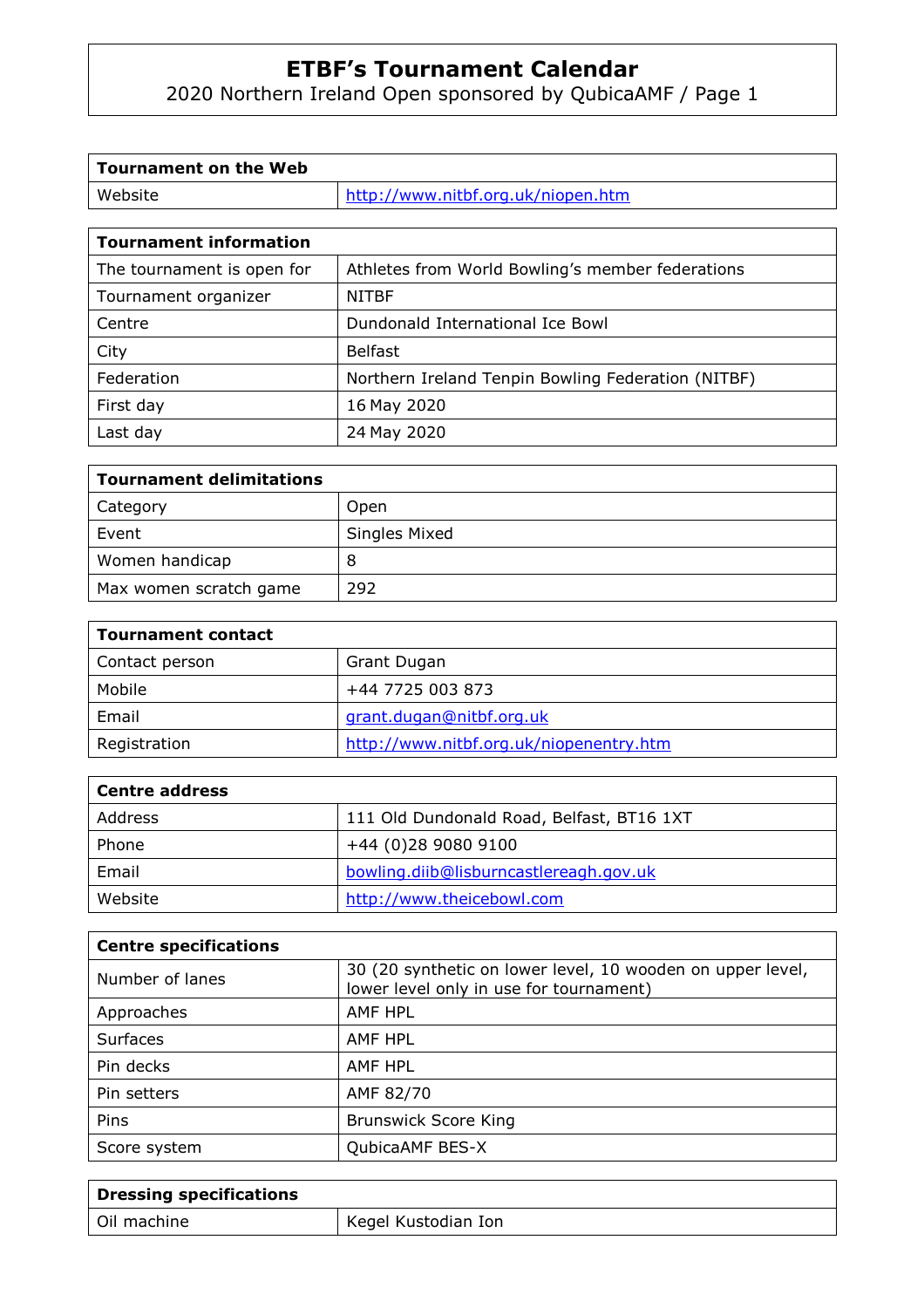# ETBF's Tournament Calendar

2020 Northern Ireland Open sponsored by QubicaAMF / Page 1

| Tournament on the Web | |
|---|---|
| Website | http://www.nitbf.org.uk/niopen.htm |

| Tournament information | |
|---|---|
| The tournament is open for | Athletes from World Bowling's member federations |
| Tournament organizer | NITBF |
| Centre | Dundonald International Ice Bowl |
| City | Belfast |
| Federation | Northern Ireland Tenpin Bowling Federation (NITBF) |
| First day | 16 May 2020 |
| Last day | 24 May 2020 |

| Tournament delimitations | |
|---|---|
| Category | Open |
| Event | Singles Mixed |
| Women handicap | 8 |
| Max women scratch game | 292 |

| Tournament contact | |
|---|---|
| Contact person | Grant Dugan |
| Mobile | +44 7725 003 873 |
| Email | grant.dugan@nitbf.org.uk |
| Registration | http://www.nitbf.org.uk/niopenentry.htm |

| Centre address | |
|---|---|
| Address | 111 Old Dundonald Road, Belfast, BT16 1XT |
| Phone | +44 (0)28 9080 9100 |
| Email | bowling.diib@lisburncastlereagh.gov.uk |
| Website | http://www.theicebowl.com |

| Centre specifications | |
|---|---|
| Number of lanes | 30 (20 synthetic on lower level, 10 wooden on upper level, lower level only in use for tournament) |
| Approaches | AMF HPL |
| Surfaces | AMF HPL |
| Pin decks | AMF HPL |
| Pin setters | AMF 82/70 |
| Pins | Brunswick Score King |
| Score system | QubicaAMF BES-X |

| Dressing specifications | |
|---|---|
| Oil machine | Kegel Kustodian Ion |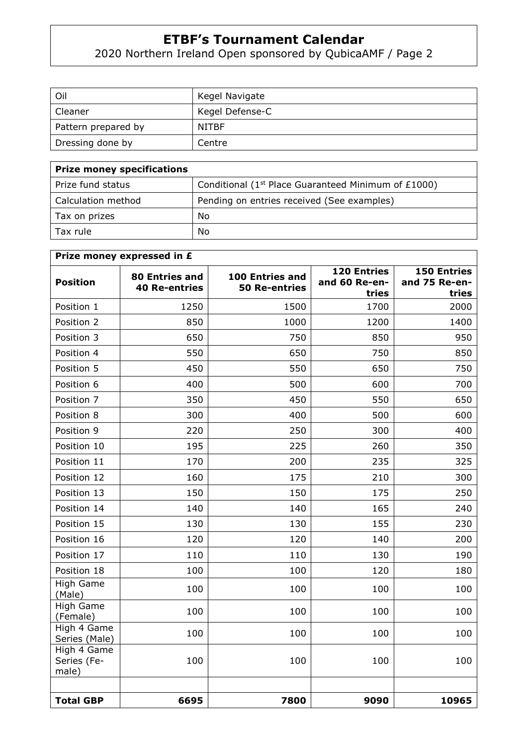| Oil | Kegel Navigate |
| --- | --- |
| Cleaner | Kegel Defense-C |
| Pattern prepared by | NITBF |
| Dressing done by | Centre |

| **Prize money specifications** | |
| --- | --- |
| Prize fund status | Conditional (1st Place Guaranteed Minimum of £1000) |
| Calculation method | Pending on entries received (See examples) |
| Tax on prizes | No |
| Tax rule | No |

| **Prize money expressed in £** | | | | |
| --- | --- | --- | --- | --- |
| **Position** | **80 Entries and 40 Re-entries** | **100 Entries and 50 Re-entries** | **120 Entries and 60 Re-entries** | **150 Entries and 75 Re-entries** |
| Position 1 | 1250 | 1500 | 1700 | 2000 |
| Position 2 | 850 | 1000 | 1200 | 1400 |
| Position 3 | 650 | 750 | 850 | 950 |
| Position 4 | 550 | 650 | 750 | 850 |
| Position 5 | 450 | 550 | 650 | 750 |
| Position 6 | 400 | 500 | 600 | 700 |
| Position 7 | 350 | 450 | 550 | 650 |
| Position 8 | 300 | 400 | 500 | 600 |
| Position 9 | 220 | 250 | 300 | 400 |
| Position 10 | 195 | 225 | 260 | 350 |
| Position 11 | 170 | 200 | 235 | 325 |
| Position 12 | 160 | 175 | 210 | 300 |
| Position 13 | 150 | 150 | 175 | 250 |
| Position 14 | 140 | 140 | 165 | 240 |
| Position 15 | 130 | 130 | 155 | 230 |
| Position 16 | 120 | 120 | 140 | 200 |
| Position 17 | 110 | 110 | 130 | 190 |
| Position 18 | 100 | 100 | 120 | 180 |
| High Game (Male) | 100 | 100 | 100 | 100 |
| High Game (Female) | 100 | 100 | 100 | 100 |
| High 4 Game Series (Male) | 100 | 100 | 100 | 100 |
| High 4 Game Series (Female) | 100 | 100 | 100 | 100 |
| | | | | |
| **Total GBP** | **6695** | **7800** | **9090** | **10965** |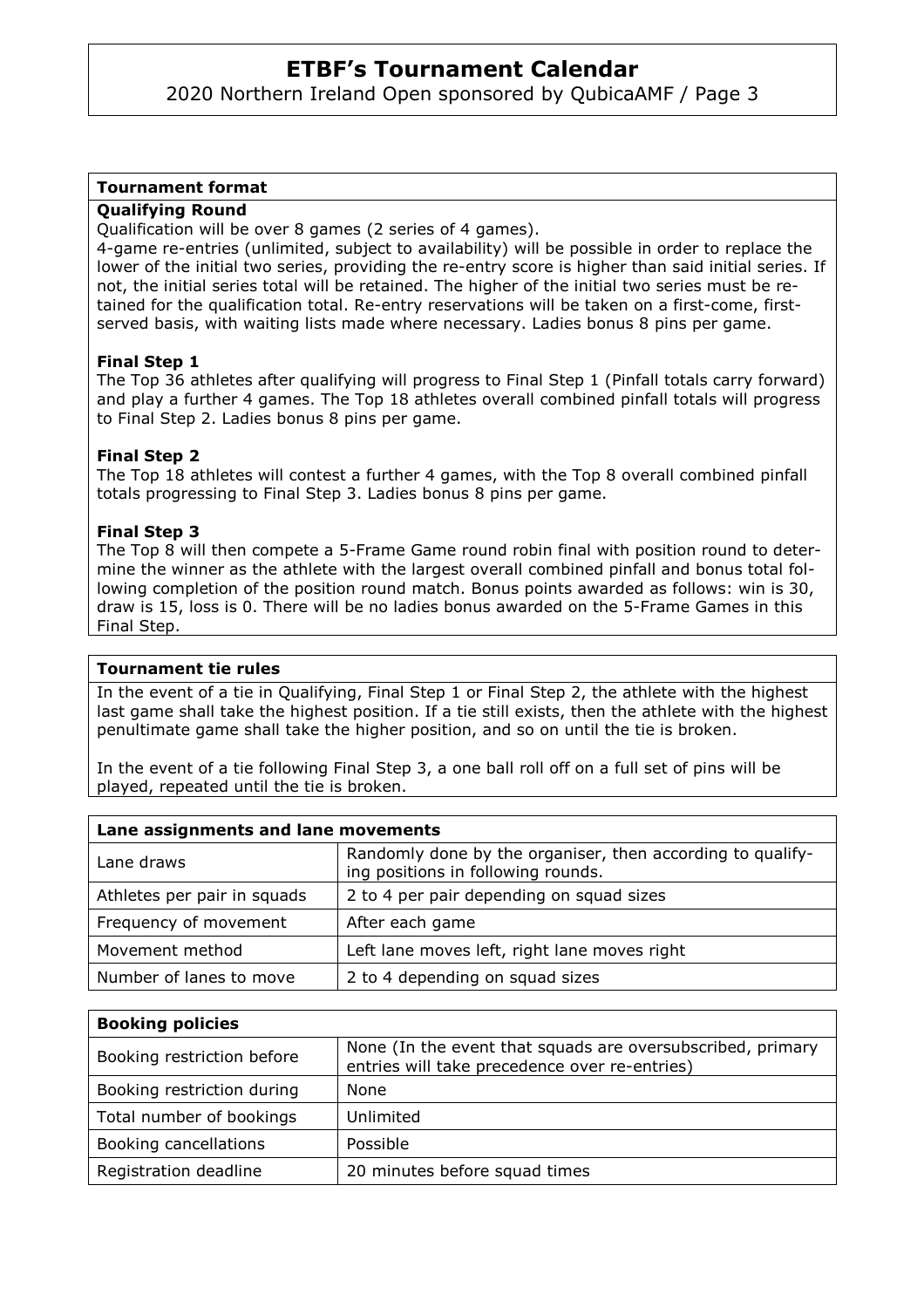## Tournament format

### Qualifying Round

Qualification will be over 8 games (2 series of 4 games).

4-game re-entries (unlimited, subject to availability) will be possible in order to replace the lower of the initial two series, providing the re-entry score is higher than said initial series. If not, the initial series total will be retained. The higher of the initial two series must be retained for the qualification total. Re-entry reservations will be taken on a first-come, first-served basis, with waiting lists made where necessary. Ladies bonus 8 pins per game.

### Final Step 1

The Top 36 athletes after qualifying will progress to Final Step 1 (Pinfall totals carry forward) and play a further 4 games. The Top 18 athletes overall combined pinfall totals will progress to Final Step 2. Ladies bonus 8 pins per game.

### Final Step 2

The Top 18 athletes will contest a further 4 games, with the Top 8 overall combined pinfall totals progressing to Final Step 3. Ladies bonus 8 pins per game.

### Final Step 3

The Top 8 will then compete a 5-Frame Game round robin final with position round to determine the winner as the athlete with the largest overall combined pinfall and bonus total following completion of the position round match. Bonus points awarded as follows: win is 30, draw is 15, loss is 0. There will be no ladies bonus awarded on the 5-Frame Games in this Final Step.

## Tournament tie rules

In the event of a tie in Qualifying, Final Step 1 or Final Step 2, the athlete with the highest last game shall take the highest position. If a tie still exists, then the athlete with the highest penultimate game shall take the higher position, and so on until the tie is broken.

In the event of a tie following Final Step 3, a one ball roll off on a full set of pins will be played, repeated until the tie is broken.

| Lane assignments and lane movements | |
|---|---|
| Lane draws | Randomly done by the organiser, then according to qualifying positions in following rounds. |
| Athletes per pair in squads | 2 to 4 per pair depending on squad sizes |
| Frequency of movement | After each game |
| Movement method | Left lane moves left, right lane moves right |
| Number of lanes to move | 2 to 4 depending on squad sizes |

| Booking policies | |
|---|---|
| Booking restriction before | None (In the event that squads are oversubscribed, primary entries will take precedence over re-entries) |
| Booking restriction during | None |
| Total number of bookings | Unlimited |
| Booking cancellations | Possible |
| Registration deadline | 20 minutes before squad times |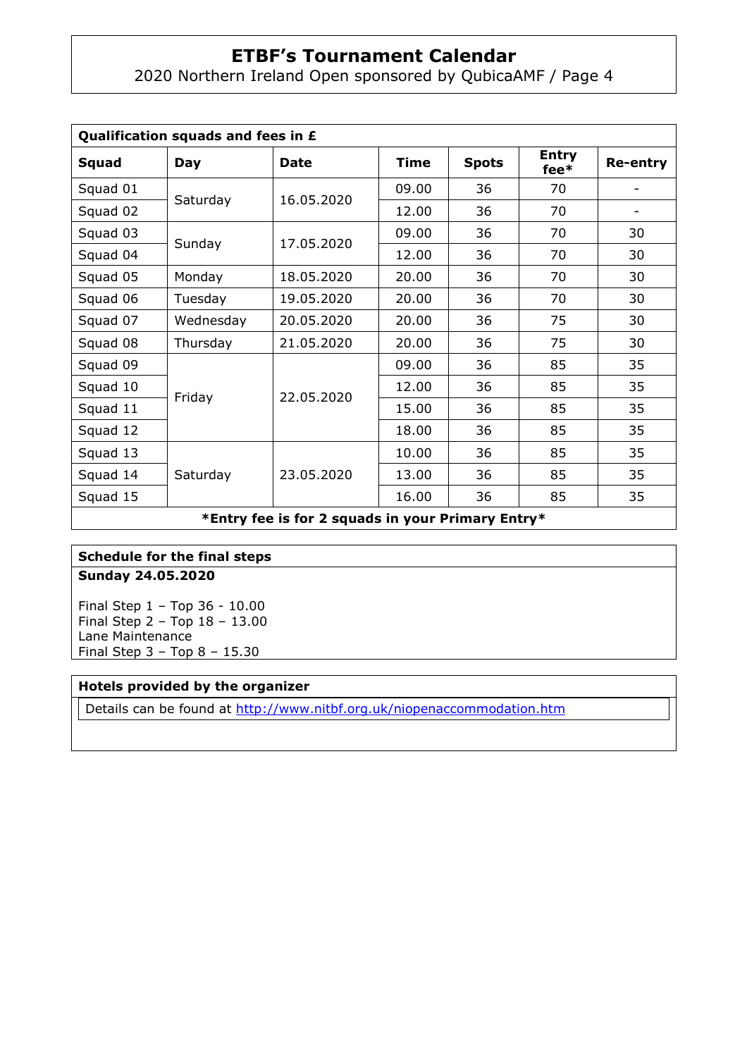# ETBF's Tournament Calendar

2020 Northern Ireland Open sponsored by QubicaAMF / Page 4

**Qualification squads and fees in £**

| Squad | Day | Date | Time | Spots | Entry fee* | Re-entry |
|---|---|---|---|---|---|---|
| Squad 01 | Saturday | 16.05.2020 | 09.00 | 36 | 70 | - |
| Squad 02 | | | 12.00 | 36 | 70 | - |
| Squad 03 | Sunday | 17.05.2020 | 09.00 | 36 | 70 | 30 |
| Squad 04 | | | 12.00 | 36 | 70 | 30 |
| Squad 05 | Monday | 18.05.2020 | 20.00 | 36 | 70 | 30 |
| Squad 06 | Tuesday | 19.05.2020 | 20.00 | 36 | 70 | 30 |
| Squad 07 | Wednesday | 20.05.2020 | 20.00 | 36 | 75 | 30 |
| Squad 08 | Thursday | 21.05.2020 | 20.00 | 36 | 75 | 30 |
| Squad 09 | Friday | 22.05.2020 | 09.00 | 36 | 85 | 35 |
| Squad 10 | | | 12.00 | 36 | 85 | 35 |
| Squad 11 | | | 15.00 | 36 | 85 | 35 |
| Squad 12 | | | 18.00 | 36 | 85 | 35 |
| Squad 13 | Saturday | 23.05.2020 | 10.00 | 36 | 85 | 35 |
| Squad 14 | | | 13.00 | 36 | 85 | 35 |
| Squad 15 | | | 16.00 | 36 | 85 | 35 |

**\*Entry fee is for 2 squads in your Primary Entry\***

**Schedule for the final steps**

**Sunday 24.05.2020**

Final Step 1 – Top 36 - 10.00
Final Step 2 – Top 18 – 13.00
Lane Maintenance
Final Step 3 – Top 8 – 15.30

**Hotels provided by the organizer**

Details can be found at http://www.nitbf.org.uk/niopenaccommodation.htm